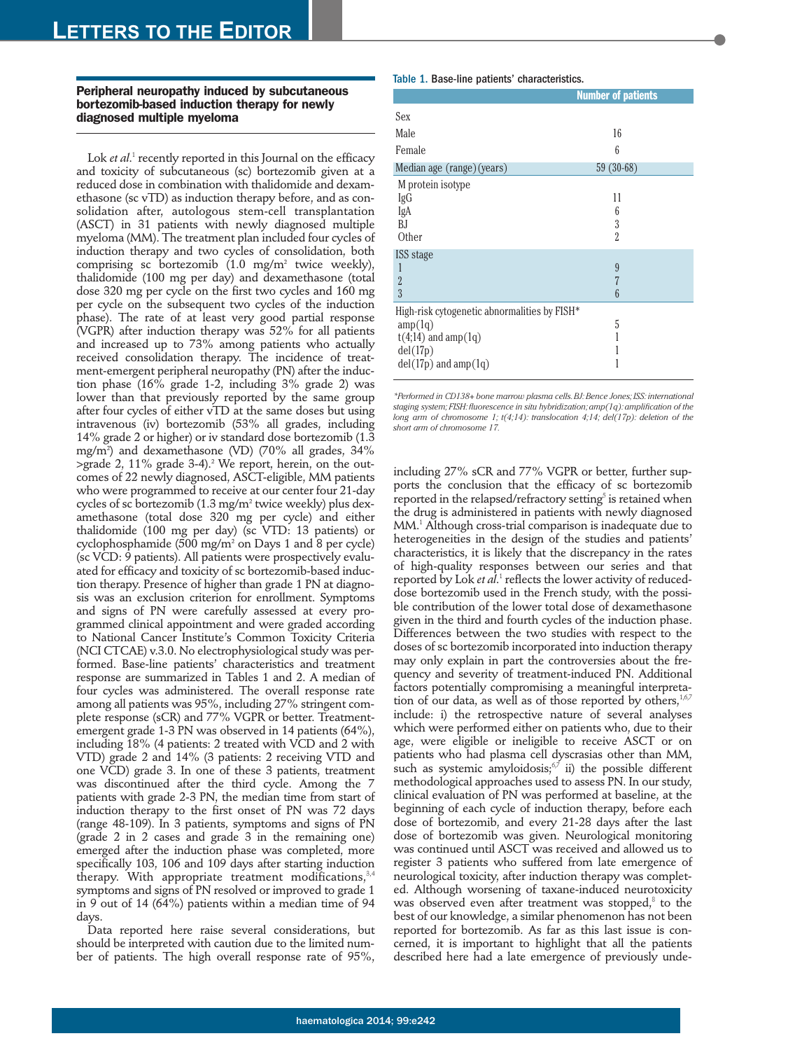## Peripheral neuropathy induced by subcutaneous bortezomib-based induction therapy for newly diagnosed multiple myeloma

Lok *et al.*[1] recently reported in this Journal on the efficacy and toxicity of subcutaneous (sc) bortezomib given at a reduced dose in combination with thalidomide and dexamethasone (sc vTD) as induction therapy before, and as consolidation after, autologous stem-cell transplantation (ASCT) in 31 patients with newly diagnosed multiple myeloma (MM). The treatment plan included four cycles of induction therapy and two cycles of consolidation, both comprising sc bortezomib (1.0 mg/m$^2$ twice weekly), thalidomide (100 mg per day) and dexamethasone (total dose 320 mg per cycle on the first two cycles and 160 mg per cycle on the subsequent two cycles of the induction phase). The rate of at least very good partial response (VGPR) after induction therapy was 52% for all patients and increased up to 73% among patients who actually received consolidation therapy. The incidence of treatment-emergent peripheral neuropathy (PN) after the induction phase (16% grade 1-2, including 3% grade 2) was lower than that previously reported by the same group after four cycles of either vTD at the same doses but using intravenous (iv) bortezomib (53% all grades, including 14% grade 2 or higher) or iv standard dose bortezomib (1.3 mg/m$^2$) and dexamethasone (VD) (70% all grades, 34% >grade 2, 11% grade 3-4).[2] We report, herein, on the outcomes of 22 newly diagnosed, ASCT-eligible, MM patients who were programmed to receive at our center four 21-day cycles of sc bortezomib (1.3 mg/m$^2$ twice weekly) plus dexamethasone (total dose 320 mg per cycle) and either thalidomide (100 mg per day) (sc VTD: 13 patients) or cyclophosphamide (500 mg/m$^2$ on Days 1 and 8 per cycle) (sc VCD: 9 patients). All patients were prospectively evaluated for efficacy and toxicity of sc bortezomib-based induction therapy. Presence of higher than grade 1 PN at diagnosis was an exclusion criterion for enrollment. Symptoms and signs of PN were carefully assessed at every programmed clinical appointment and were graded according to National Cancer Institute's Common Toxicity Criteria (NCI CTCAE) v.3.0. No electrophysiological study was performed. Base-line patients' characteristics and treatment response are summarized in Tables 1 and 2. A median of four cycles was administered. The overall response rate among all patients was 95%, including 27% stringent complete response (sCR) and 77% VGPR or better. Treatment-emergent grade 1-3 PN was observed in 14 patients (64%), including 18% (4 patients: 2 treated with VCD and 2 with VTD) grade 2 and 14% (3 patients: 2 receiving VTD and one VCD) grade 3. In one of these 3 patients, treatment was discontinued after the third cycle. Among the 7 patients with grade 2-3 PN, the median time from start of induction therapy to the first onset of PN was 72 days (range 48-109). In 3 patients, symptoms and signs of PN (grade 2 in 2 cases and grade 3 in the remaining one) emerged after the induction phase was completed, more specifically 103, 106 and 109 days after starting induction therapy. With appropriate treatment modifications,[3,4] symptoms and signs of PN resolved or improved to grade 1 in 9 out of 14 (64%) patients within a median time of 94 days.

Data reported here raise several considerations, but should be interpreted with caution due to the limited number of patients. The high overall response rate of 95%, including 27% sCR and 77% VGPR or better, further supports the conclusion that the efficacy of sc bortezomib reported in the relapsed/refractory setting[5] is retained when the drug is administered in patients with newly diagnosed MM.[1] Although cross-trial comparison is inadequate due to heterogeneities in the design of the studies and patients' characteristics, it is likely that the discrepancy in the rates of high-quality responses between our series and that reported by Lok *et al.*[1] reflects the lower activity of reduced-dose bortezomib used in the French study, with the possible contribution of the lower total dose of dexamethasone given in the third and fourth cycles of the induction phase. Differences between the two studies with respect to the doses of sc bortezomib incorporated into induction therapy may only explain in part the controversies about the frequency and severity of treatment-induced PN. Additional factors potentially compromising a meaningful interpretation of our data, as well as of those reported by others,[1,6,7] include: i) the retrospective nature of several analyses which were performed either on patients who, due to their age, were eligible or ineligible to receive ASCT or on patients who had plasma cell dyscrasias other than MM, such as systemic amyloidosis;[6,7] ii) the possible different methodological approaches used to assess PN. In our study, clinical evaluation of PN was performed at baseline, at the beginning of each cycle of induction therapy, before each dose of bortezomib, and every 21-28 days after the last dose of bortezomib was given. Neurological monitoring was continued until ASCT was received and allowed us to register 3 patients who suffered from late emergence of neurological toxicity, after induction therapy was completed. Although worsening of taxane-induced neurotoxicity was observed even after treatment was stopped,[8] to the best of our knowledge, a similar phenomenon has not been reported for bortezomib. As far as this last issue is concerned, it is important to highlight that all the patients described here had a late emergence of previously unde-

**Table 1.** Base-line patients' characteristics.

| | Number of patients |
|---|---|
| Sex | |
| Male | 16 |
| Female | 6 |
| Median age (range) (years) | 59 (30-68) |
| M protein isotype | |
| IgG | 11 |
| IgA | 6 |
| BJ | 3 |
| Other | 2 |
| ISS stage | |
| 1 | 9 |
| 2 | 7 |
| 3 | 6 |
| High-risk cytogenetic abnormalities by FISH* | |
| amp(1q) | 5 |
| t(4;14) and amp(1q) | 1 |
| del(17p) | 1 |
| del(17p) and amp(1q) | 1 |

*Performed in CD138+ bone marrow plasma cells. BJ: Bence Jones; ISS: international staging system; FISH: fluorescence in situ hybridization; amp(1q): amplification of the long arm of chromosome 1; t(4;14): translocation 4;14; del(17p): deletion of the short arm of chromosome 17.*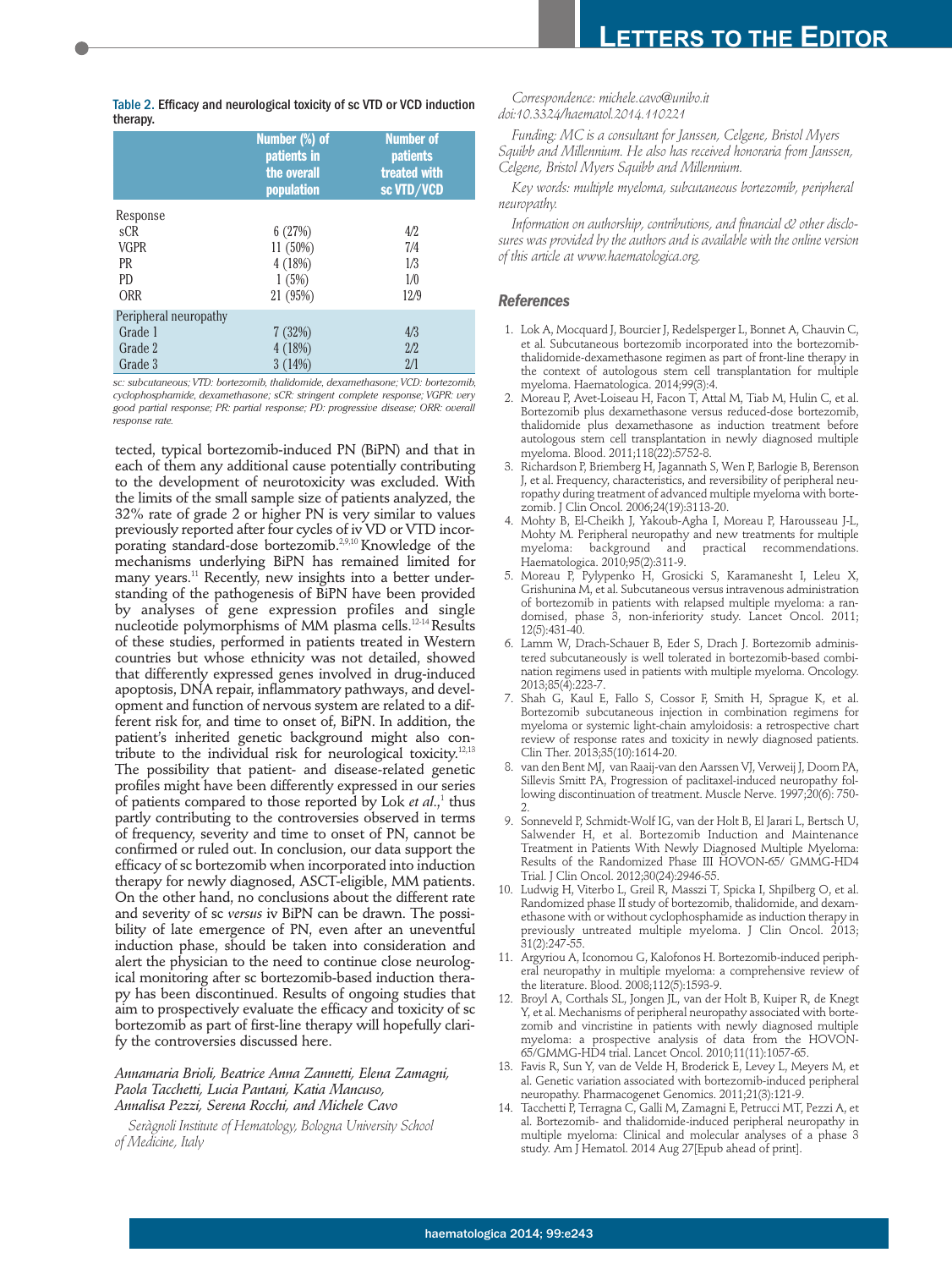Table 2. Efficacy and neurological toxicity of sc VTD or VCD induction therapy.

| | Number (%) of patients in the overall population | Number of patients treated with sc VTD/VCD |
|---|---|---|
| Response | | |
| sCR | 6 (27%) | 4/2 |
| VGPR | 11 (50%) | 7/4 |
| PR | 4 (18%) | 1/3 |
| PD | 1 (5%) | 1/0 |
| ORR | 21 (95%) | 12/9 |
| Peripheral neuropathy | | |
| Grade 1 | 7 (32%) | 4/3 |
| Grade 2 | 4 (18%) | 2/2 |
| Grade 3 | 3 (14%) | 2/1 |

*sc: subcutaneous; VTD: bortezomib, thalidomide, dexamethasone; VCD: bortezomib, cyclophosphamide, dexamethasone; sCR: stringent complete response; VGPR: very good partial response; PR: partial response; PD: progressive disease; ORR: overall response rate.*

tected, typical bortezomib-induced PN (BiPN) and that in each of them any additional cause potentially contributing to the development of neurotoxicity was excluded. With the limits of the small sample size of patients analyzed, the 32% rate of grade 2 or higher PN is very similar to values previously reported after four cycles of iv VD or VTD incorporating standard-dose bortezomib.[2,9,10] Knowledge of the mechanisms underlying BiPN has remained limited for many years.[11] Recently, new insights into a better understanding of the pathogenesis of BiPN have been provided by analyses of gene expression profiles and single nucleotide polymorphisms of MM plasma cells.[12-14] Results of these studies, performed in patients treated in Western countries but whose ethnicity was not detailed, showed that differently expressed genes involved in drug-induced apoptosis, DNA repair, inflammatory pathways, and development and function of nervous system are related to a different risk for, and time to onset of, BiPN. In addition, the patient's inherited genetic background might also contribute to the individual risk for neurological toxicity.[12,13] The possibility that patient- and disease-related genetic profiles might have been differently expressed in our series of patients compared to those reported by Lok *et al.*,[1] thus partly contributing to the controversies observed in terms of frequency, severity and time to onset of PN, cannot be confirmed or ruled out. In conclusion, our data support the efficacy of sc bortezomib when incorporated into induction therapy for newly diagnosed, ASCT-eligible, MM patients. On the other hand, no conclusions about the different rate and severity of sc *versus* iv BiPN can be drawn. The possibility of late emergence of PN, even after an uneventful induction phase, should be taken into consideration and alert the physician to the need to continue close neurological monitoring after sc bortezomib-based induction therapy has been discontinued. Results of ongoing studies that aim to prospectively evaluate the efficacy and toxicity of sc bortezomib as part of first-line therapy will hopefully clarify the controversies discussed here.

*Annamaria Brioli, Beatrice Anna Zannetti, Elena Zamagni, Paola Tacchetti, Lucia Pantani, Katia Mancuso, Annalisa Pezzi, Serena Rocchi, and Michele Cavo*

*Seràgnoli Institute of Hematology, Bologna University School of Medicine, Italy*

*Correspondence: michele.cavo@unibo.it*
*doi:10.3324/haematol.2014.110221*

*Funding: MC is a consultant for Janssen, Celgene, Bristol Myers Squibb and Millennium. He also has received honoraria from Janssen, Celgene, Bristol Myers Squibb and Millennium.*

*Key words: multiple myeloma, subcutaneous bortezomib, peripheral neuropathy.*

*Information on authorship, contributions, and financial & other disclosures was provided by the authors and is available with the online version of this article at www.haematologica.org.*

## References

1. Lok A, Mocquard J, Bourcier J, Redelsperger L, Bonnet A, Chauvin C, et al. Subcutaneous bortezomib incorporated into the bortezomib-thalidomide-dexamethasone regimen as part of front-line therapy in the context of autologous stem cell transplantation for multiple myeloma. Haematologica. 2014;99(3):4.
2. Moreau P, Avet-Loiseau H, Facon T, Attal M, Tiab M, Hulin C, et al. Bortezomib plus dexamethasone versus reduced-dose bortezomib, thalidomide plus dexamethasone as induction treatment before autologous stem cell transplantation in newly diagnosed multiple myeloma. Blood. 2011;118(22):5752-8.
3. Richardson P, Briemberg H, Jagannath S, Wen P, Barlogie B, Berenson J, et al. Frequency, characteristics, and reversibility of peripheral neuropathy during treatment of advanced multiple myeloma with bortezomib. J Clin Oncol. 2006;24(19):3113-20.
4. Mohty B, El-Cheikh J, Yakoub-Agha I, Moreau P, Harousseau J-L, Mohty M. Peripheral neuropathy and new treatments for multiple myeloma: background and practical recommendations. Haematologica. 2010;95(2):311-9.
5. Moreau P, Pylypenko H, Grosicki S, Karamanesht I, Leleu X, Grishunina M, et al. Subcutaneous versus intravenous administration of bortezomib in patients with relapsed multiple myeloma: a randomised, phase 3, non-inferiority study. Lancet Oncol. 2011; 12(5):431-40.
6. Lamm W, Drach-Schauer B, Eder S, Drach J. Bortezomib administered subcutaneously is well tolerated in bortezomib-based combination regimens used in patients with multiple myeloma. Oncology. 2013;85(4):223-7.
7. Shah G, Kaul E, Fallo S, Cossor F, Smith H, Sprague K, et al. Bortezomib subcutaneous injection in combination regimens for myeloma or systemic light-chain amyloidosis: a retrospective chart review of response rates and toxicity in newly diagnosed patients. Clin Ther. 2013;35(10):1614-20.
8. van den Bent MJ, van Raaij-van den Aarssen VJ, Verweij J, Doorn PA, Sillevis Smitt PA, Progression of paclitaxel-induced neuropathy following discontinuation of treatment. Muscle Nerve. 1997;20(6): 750-2.
9. Sonneveld P, Schmidt-Wolf IG, van der Holt B, El Jarari L, Bertsch U, Salwender H, et al. Bortezomib Induction and Maintenance Treatment in Patients With Newly Diagnosed Multiple Myeloma: Results of the Randomized Phase III HOVON-65/ GMMG-HD4 Trial. J Clin Oncol. 2012;30(24):2946-55.
10. Ludwig H, Viterbo L, Greil R, Masszi T, Spicka I, Shpilberg O, et al. Randomized phase II study of bortezomib, thalidomide, and dexamethasone with or without cyclophosphamide as induction therapy in previously untreated multiple myeloma. J Clin Oncol. 2013; 31(2):247-55.
11. Argyriou A, Iconomou G, Kalofonos H. Bortezomib-induced peripheral neuropathy in multiple myeloma: a comprehensive review of the literature. Blood. 2008;112(5):1593-9.
12. Broyl A, Corthals SL, Jongen JL, van der Holt B, Kuiper R, de Knegt Y, et al. Mechanisms of peripheral neuropathy associated with bortezomib and vincristine in patients with newly diagnosed multiple myeloma: a prospective analysis of data from the HOVON-65/GMMG-HD4 trial. Lancet Oncol. 2010;11(11):1057-65.
13. Favis R, Sun Y, van de Velde H, Broderick E, Levey L, Meyers M, et al. Genetic variation associated with bortezomib-induced peripheral neuropathy. Pharmacogenet Genomics. 2011;21(3):121-9.
14. Tacchetti P, Terragna C, Galli M, Zamagni E, Petrucci MT, Pezzi A, et al. Bortezomib- and thalidomide-induced peripheral neuropathy in multiple myeloma: Clinical and molecular analyses of a phase 3 study. Am J Hematol. 2014 Aug 27[Epub ahead of print].